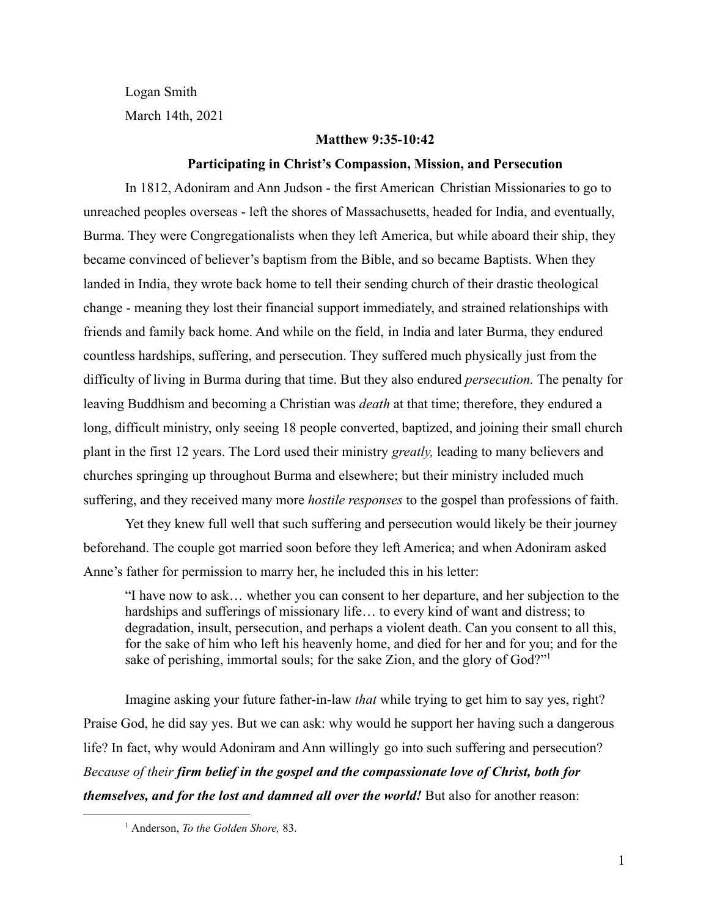Logan Smith

March 14th, 2021

**Matthew 9:35-10:42**

**Participating in Christ's Compassion, Mission, and Persecution**

In 1812, Adoniram and Ann Judson - the first American Christian Missionaries to go to unreached peoples overseas - left the shores of Massachusetts, headed for India, and eventually, Burma. They were Congregationalists when they left America, but while aboard their ship, they became convinced of believer's baptism from the Bible, and so became Baptists. When they landed in India, they wrote back home to tell their sending church of their drastic theological change - meaning they lost their financial support immediately, and strained relationships with friends and family back home. And while on the field, in India and later Burma, they endured countless hardships, suffering, and persecution. They suffered much physically just from the difficulty of living in Burma during that time. But they also endured *persecution.* The penalty for leaving Buddhism and becoming a Christian was *death* at that time; therefore, they endured a long, difficult ministry, only seeing 18 people converted, baptized, and joining their small church plant in the first 12 years. The Lord used their ministry *greatly,* leading to many believers and churches springing up throughout Burma and elsewhere; but their ministry included much suffering, and they received many more *hostile responses* to the gospel than professions of faith.

Yet they knew full well that such suffering and persecution would likely be their journey beforehand. The couple got married soon before they left America; and when Adoniram asked Anne's father for permission to marry her, he included this in his letter:

> "I have now to ask… whether you can consent to her departure, and her subjection to the hardships and sufferings of missionary life… to every kind of want and distress; to degradation, insult, persecution, and perhaps a violent death. Can you consent to all this, for the sake of him who left his heavenly home, and died for her and for you; and for the sake of perishing, immortal souls; for the sake Zion, and the glory of God?"[1]

Imagine asking your future father-in-law *that* while trying to get him to say yes, right? Praise God, he did say yes. But we can ask: why would he support her having such a dangerous life? In fact, why would Adoniram and Ann willingly go into such suffering and persecution? *Because of their* ***firm belief in the gospel and the compassionate love of Christ, both for themselves, and for the lost and damned all over the world!*** But also for another reason:

[1] Anderson, *To the Golden Shore,* 83.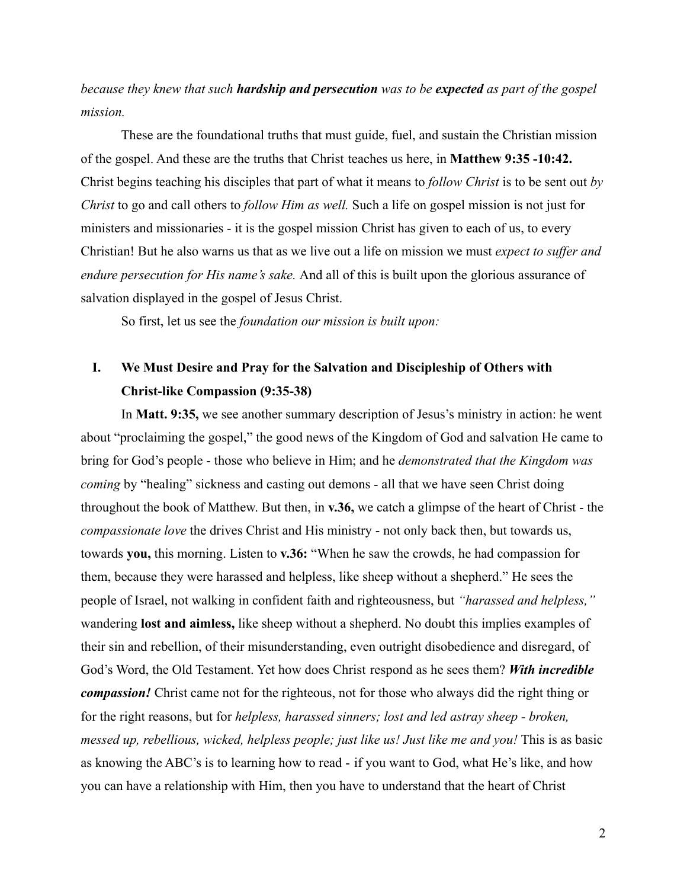*because they knew that such **hardship and persecution** was to be **expected** as part of the gospel mission.*

These are the foundational truths that must guide, fuel, and sustain the Christian mission of the gospel. And these are the truths that Christ teaches us here, in **Matthew 9:35 -10:42.** Christ begins teaching his disciples that part of what it means to *follow Christ* is to be sent out *by Christ* to go and call others to *follow Him as well.* Such a life on gospel mission is not just for ministers and missionaries - it is the gospel mission Christ has given to each of us, to every Christian! But he also warns us that as we live out a life on mission we must *expect to suffer and endure persecution for His name's sake.* And all of this is built upon the glorious assurance of salvation displayed in the gospel of Jesus Christ.

So first, let us see the *foundation our mission is built upon:*

## I. We Must Desire and Pray for the Salvation and Discipleship of Others with Christ-like Compassion (9:35-38)

In **Matt. 9:35,** we see another summary description of Jesus's ministry in action: he went about "proclaiming the gospel," the good news of the Kingdom of God and salvation He came to bring for God's people - those who believe in Him; and he *demonstrated that the Kingdom was coming* by "healing" sickness and casting out demons - all that we have seen Christ doing throughout the book of Matthew. But then, in **v.36,** we catch a glimpse of the heart of Christ - the *compassionate love* the drives Christ and His ministry - not only back then, but towards us, towards **you,** this morning. Listen to **v.36:** "When he saw the crowds, he had compassion for them, because they were harassed and helpless, like sheep without a shepherd." He sees the people of Israel, not walking in confident faith and righteousness, but *"harassed and helpless,"* wandering **lost and aimless,** like sheep without a shepherd. No doubt this implies examples of their sin and rebellion, of their misunderstanding, even outright disobedience and disregard, of God's Word, the Old Testament. Yet how does Christ respond as he sees them? ***With incredible compassion!*** Christ came not for the righteous, not for those who always did the right thing or for the right reasons, but for *helpless, harassed sinners; lost and led astray sheep - broken, messed up, rebellious, wicked, helpless people; just like us! Just like me and you!* This is as basic as knowing the ABC's is to learning how to read - if you want to God, what He's like, and how you can have a relationship with Him, then you have to understand that the heart of Christ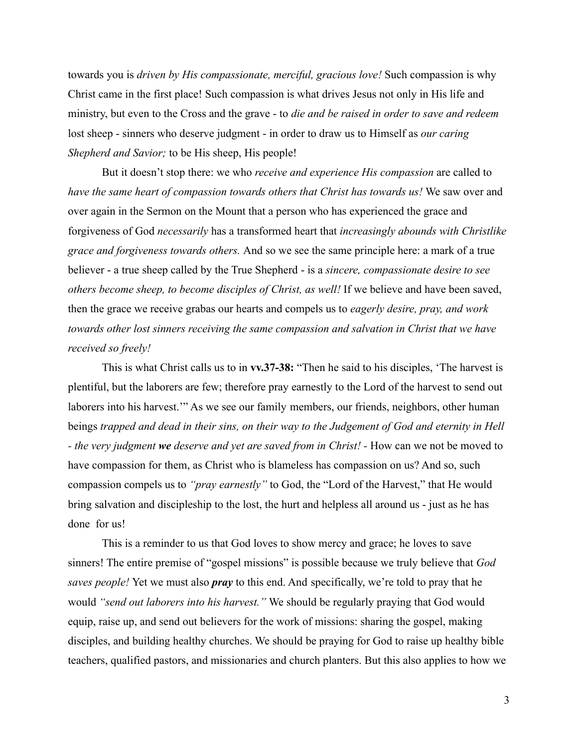towards you is *driven by His compassionate, merciful, gracious love!* Such compassion is why Christ came in the first place! Such compassion is what drives Jesus not only in His life and ministry, but even to the Cross and the grave - to *die and be raised in order to save and redeem* lost sheep - sinners who deserve judgment - in order to draw us to Himself as *our caring Shepherd and Savior;* to be His sheep, His people!

But it doesn't stop there: we who *receive and experience His compassion* are called to *have the same heart of compassion towards others that Christ has towards us!* We saw over and over again in the Sermon on the Mount that a person who has experienced the grace and forgiveness of God *necessarily* has a transformed heart that *increasingly abounds with Christlike grace and forgiveness towards others.* And so we see the same principle here: a mark of a true believer - a true sheep called by the True Shepherd - is a *sincere, compassionate desire to see others become sheep, to become disciples of Christ, as well!* If we believe and have been saved, then the grace we receive grabas our hearts and compels us to *eagerly desire, pray, and work towards other lost sinners receiving the same compassion and salvation in Christ that we have received so freely!*

This is what Christ calls us to in **vv.37-38:** "Then he said to his disciples, 'The harvest is plentiful, but the laborers are few; therefore pray earnestly to the Lord of the harvest to send out laborers into his harvest.'" As we see our family members, our friends, neighbors, other human beings *trapped and dead in their sins, on their way to the Judgement of God and eternity in Hell - the very judgment **we** deserve and yet are saved from in Christ! -* How can we not be moved to have compassion for them, as Christ who is blameless has compassion on us? And so, such compassion compels us to *"pray earnestly"* to God, the "Lord of the Harvest," that He would bring salvation and discipleship to the lost, the hurt and helpless all around us - just as he has done for us!

This is a reminder to us that God loves to show mercy and grace; he loves to save sinners! The entire premise of "gospel missions" is possible because we truly believe that *God saves people!* Yet we must also ***pray*** to this end. And specifically, we're told to pray that he would *"send out laborers into his harvest."* We should be regularly praying that God would equip, raise up, and send out believers for the work of missions: sharing the gospel, making disciples, and building healthy churches. We should be praying for God to raise up healthy bible teachers, qualified pastors, and missionaries and church planters. But this also applies to how we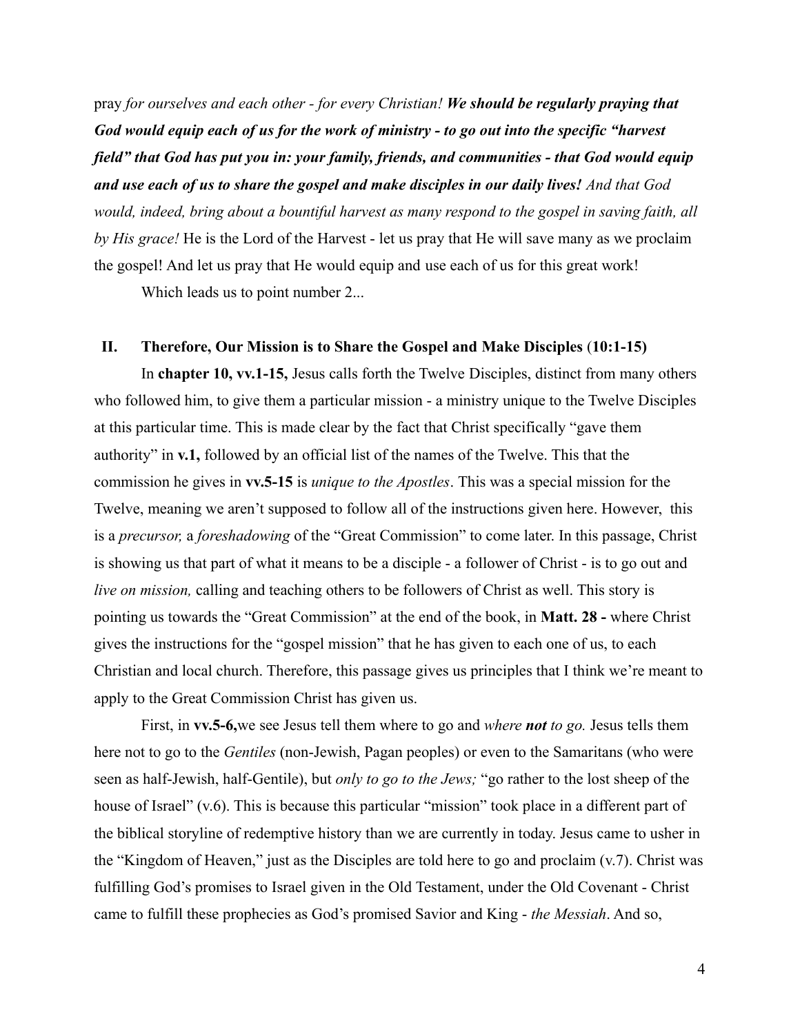pray *for ourselves and each other - for every Christian!* ***We should be regularly praying that God would equip each of us for the work of ministry - to go out into the specific "harvest field" that God has put you in: your family, friends, and communities - that God would equip and use each of us to share the gospel and make disciples in our daily lives!*** *And that God would, indeed, bring about a bountiful harvest as many respond to the gospel in saving faith, all by His grace!* He is the Lord of the Harvest - let us pray that He will save many as we proclaim the gospel! And let us pray that He would equip and use each of us for this great work!

Which leads us to point number 2...

## II. Therefore, Our Mission is to Share the Gospel and Make Disciples (10:1-15)

In **chapter 10, vv.1-15,** Jesus calls forth the Twelve Disciples, distinct from many others who followed him, to give them a particular mission - a ministry unique to the Twelve Disciples at this particular time. This is made clear by the fact that Christ specifically "gave them authority" in **v.1,** followed by an official list of the names of the Twelve. This that the commission he gives in **vv.5-15** is *unique to the Apostles*. This was a special mission for the Twelve, meaning we aren't supposed to follow all of the instructions given here. However, this is a *precursor,* a *foreshadowing* of the "Great Commission" to come later. In this passage, Christ is showing us that part of what it means to be a disciple - a follower of Christ - is to go out and *live on mission,* calling and teaching others to be followers of Christ as well. This story is pointing us towards the "Great Commission" at the end of the book, in **Matt. 28 -** where Christ gives the instructions for the "gospel mission" that he has given to each one of us, to each Christian and local church. Therefore, this passage gives us principles that I think we're meant to apply to the Great Commission Christ has given us.

First, in **vv.5-6,**we see Jesus tell them where to go and *where **not** to go.* Jesus tells them here not to go to the *Gentiles* (non-Jewish, Pagan peoples) or even to the Samaritans (who were seen as half-Jewish, half-Gentile), but *only to go to the Jews;* "go rather to the lost sheep of the house of Israel" (v.6). This is because this particular "mission" took place in a different part of the biblical storyline of redemptive history than we are currently in today. Jesus came to usher in the "Kingdom of Heaven," just as the Disciples are told here to go and proclaim (v.7). Christ was fulfilling God's promises to Israel given in the Old Testament, under the Old Covenant - Christ came to fulfill these prophecies as God's promised Savior and King - *the Messiah*. And so,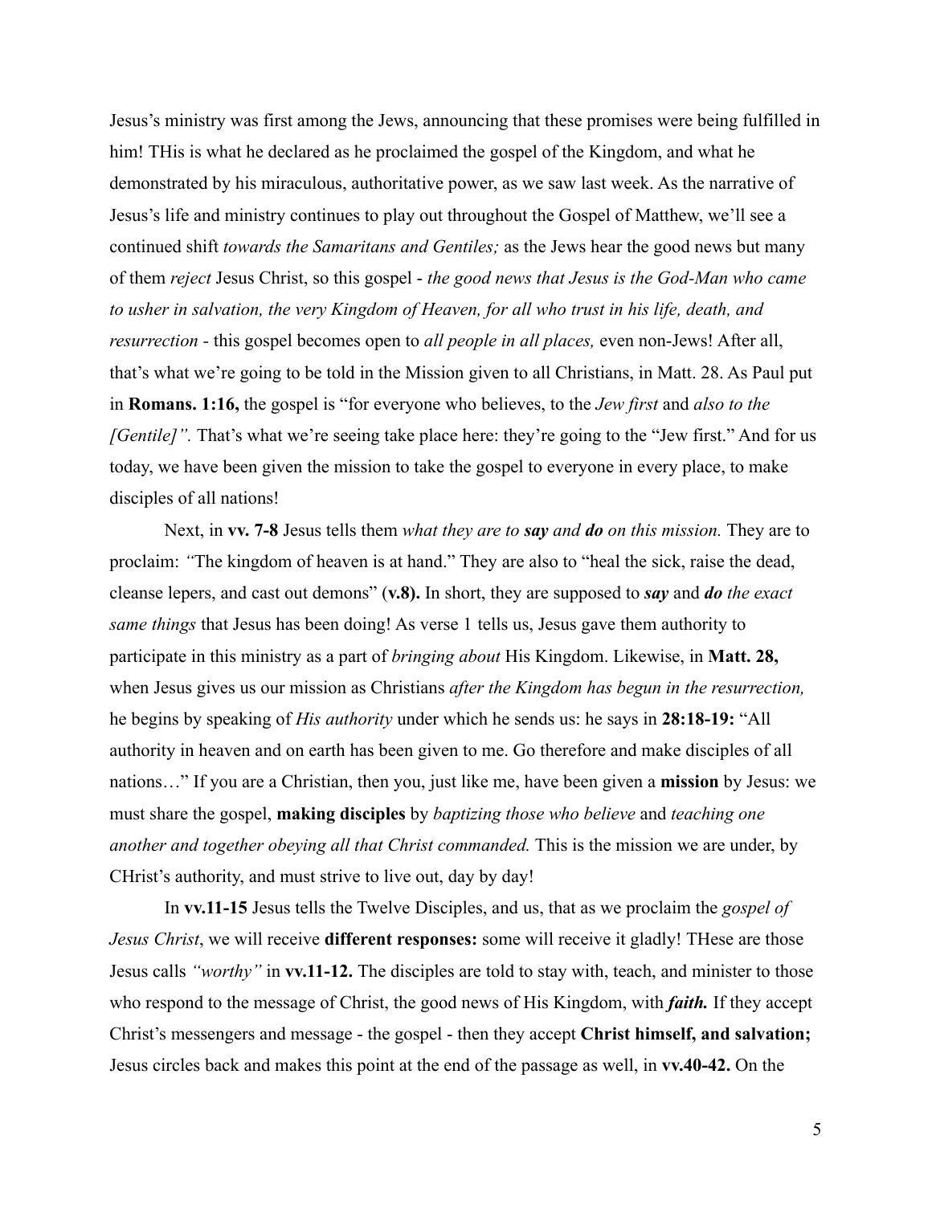Jesus's ministry was first among the Jews, announcing that these promises were being fulfilled in him! THis is what he declared as he proclaimed the gospel of the Kingdom, and what he demonstrated by his miraculous, authoritative power, as we saw last week. As the narrative of Jesus's life and ministry continues to play out throughout the Gospel of Matthew, we'll see a continued shift *towards the Samaritans and Gentiles;* as the Jews hear the good news but many of them *reject* Jesus Christ, so this gospel - *the good news that Jesus is the God-Man who came to usher in salvation, the very Kingdom of Heaven, for all who trust in his life, death, and resurrection* - this gospel becomes open to *all people in all places,* even non-Jews! After all, that's what we're going to be told in the Mission given to all Christians, in Matt. 28. As Paul put in **Romans. 1:16,** the gospel is "for everyone who believes, to the *Jew first* and *also to the [Gentile]".* That's what we're seeing take place here: they're going to the "Jew first." And for us today, we have been given the mission to take the gospel to everyone in every place, to make disciples of all nations!

Next, in **vv. 7-8** Jesus tells them *what they are to* ***say*** *and* ***do*** *on this mission.* They are to proclaim: *"*The kingdom of heaven is at hand." They are also to "heal the sick, raise the dead, cleanse lepers, and cast out demons" (**v.8).** In short, they are supposed to ***say*** and ***do*** *the exact same things* that Jesus has been doing! As verse 1 tells us, Jesus gave them authority to participate in this ministry as a part of *bringing about* His Kingdom. Likewise, in **Matt. 28,** when Jesus gives us our mission as Christians *after the Kingdom has begun in the resurrection,* he begins by speaking of *His authority* under which he sends us: he says in **28:18-19:** "All authority in heaven and on earth has been given to me. Go therefore and make disciples of all nations…" If you are a Christian, then you, just like me, have been given a **mission** by Jesus: we must share the gospel, **making disciples** by *baptizing those who believe* and *teaching one another and together obeying all that Christ commanded.* This is the mission we are under, by CHrist's authority, and must strive to live out, day by day!

In **vv.11-15** Jesus tells the Twelve Disciples, and us, that as we proclaim the *gospel of Jesus Christ*, we will receive **different responses:** some will receive it gladly! THese are those Jesus calls *"worthy"* in **vv.11-12.** The disciples are told to stay with, teach, and minister to those who respond to the message of Christ, the good news of His Kingdom, with ***faith.*** If they accept Christ's messengers and message - the gospel - then they accept **Christ himself, and salvation;** Jesus circles back and makes this point at the end of the passage as well, in **vv.40-42.** On the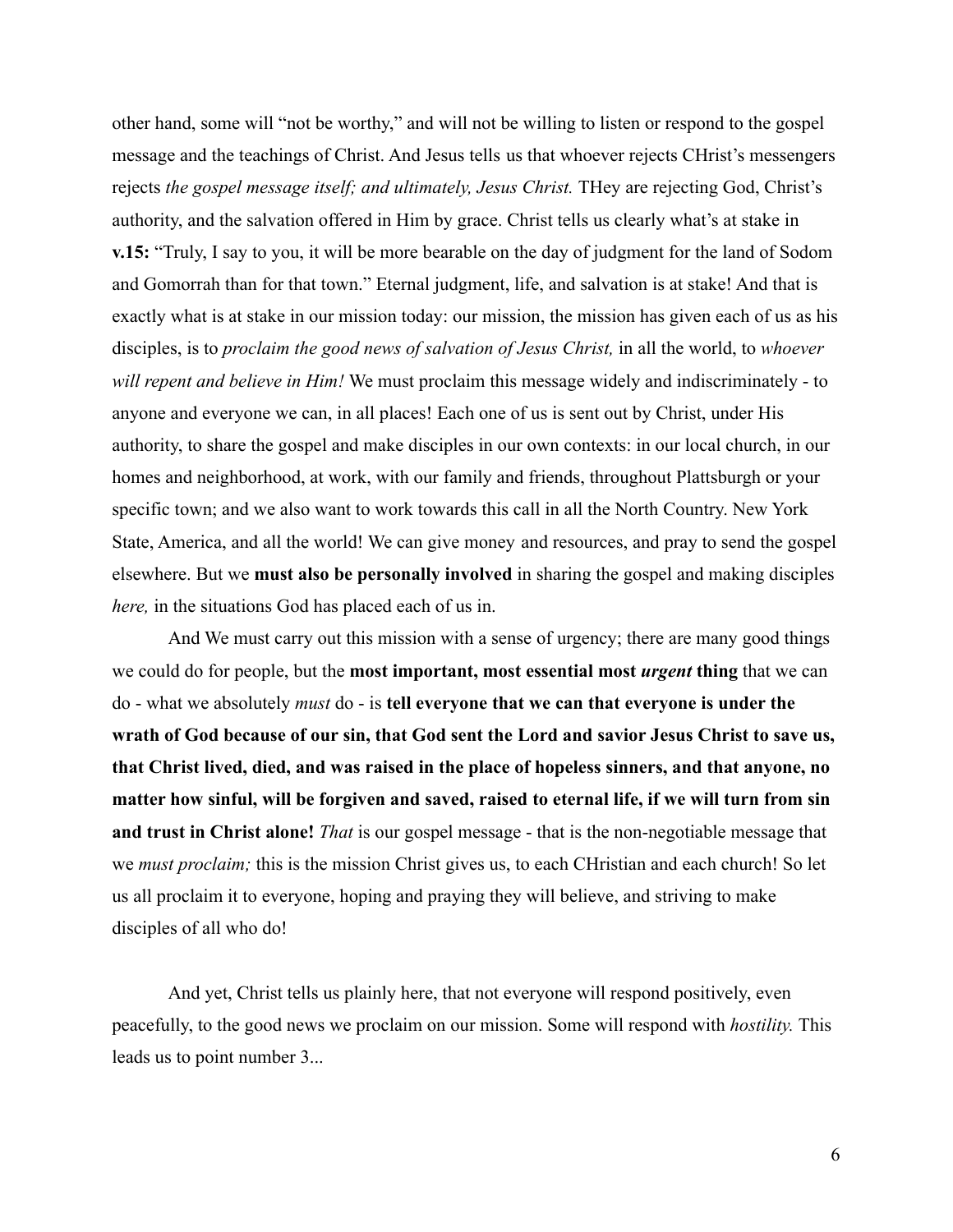other hand, some will "not be worthy," and will not be willing to listen or respond to the gospel message and the teachings of Christ. And Jesus tells us that whoever rejects CHrist's messengers rejects *the gospel message itself; and ultimately, Jesus Christ.* THey are rejecting God, Christ's authority, and the salvation offered in Him by grace. Christ tells us clearly what's at stake in **v.15:** "Truly, I say to you, it will be more bearable on the day of judgment for the land of Sodom and Gomorrah than for that town." Eternal judgment, life, and salvation is at stake! And that is exactly what is at stake in our mission today: our mission, the mission has given each of us as his disciples, is to *proclaim the good news of salvation of Jesus Christ,* in all the world, to *whoever will repent and believe in Him!* We must proclaim this message widely and indiscriminately - to anyone and everyone we can, in all places! Each one of us is sent out by Christ, under His authority, to share the gospel and make disciples in our own contexts: in our local church, in our homes and neighborhood, at work, with our family and friends, throughout Plattsburgh or your specific town; and we also want to work towards this call in all the North Country. New York State, America, and all the world! We can give money and resources, and pray to send the gospel elsewhere. But we **must also be personally involved** in sharing the gospel and making disciples *here,* in the situations God has placed each of us in.

And We must carry out this mission with a sense of urgency; there are many good things we could do for people, but the **most important, most essential most *urgent* thing** that we can do - what we absolutely *must* do - is **tell everyone that we can that everyone is under the wrath of God because of our sin, that God sent the Lord and savior Jesus Christ to save us, that Christ lived, died, and was raised in the place of hopeless sinners, and that anyone, no matter how sinful, will be forgiven and saved, raised to eternal life, if we will turn from sin and trust in Christ alone!** *That* is our gospel message - that is the non-negotiable message that we *must proclaim;* this is the mission Christ gives us, to each CHristian and each church! So let us all proclaim it to everyone, hoping and praying they will believe, and striving to make disciples of all who do!

And yet, Christ tells us plainly here, that not everyone will respond positively, even peacefully, to the good news we proclaim on our mission. Some will respond with *hostility.* This leads us to point number 3...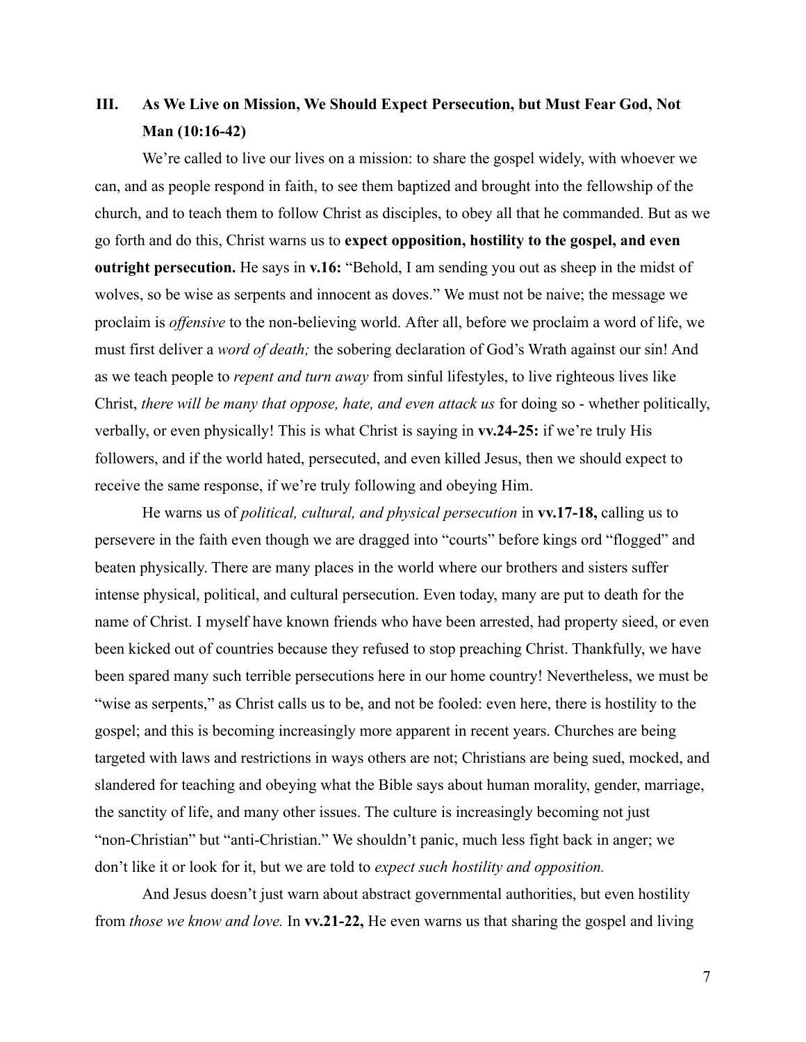## III. As We Live on Mission, We Should Expect Persecution, but Must Fear God, Not Man (10:16-42)

We're called to live our lives on a mission: to share the gospel widely, with whoever we can, and as people respond in faith, to see them baptized and brought into the fellowship of the church, and to teach them to follow Christ as disciples, to obey all that he commanded. But as we go forth and do this, Christ warns us to **expect opposition, hostility to the gospel, and even outright persecution.** He says in **v.16:** "Behold, I am sending you out as sheep in the midst of wolves, so be wise as serpents and innocent as doves." We must not be naive; the message we proclaim is *offensive* to the non-believing world. After all, before we proclaim a word of life, we must first deliver a *word of death;* the sobering declaration of God's Wrath against our sin! And as we teach people to *repent and turn away* from sinful lifestyles, to live righteous lives like Christ, *there will be many that oppose, hate, and even attack us* for doing so - whether politically, verbally, or even physically! This is what Christ is saying in **vv.24-25:** if we're truly His followers, and if the world hated, persecuted, and even killed Jesus, then we should expect to receive the same response, if we're truly following and obeying Him.

He warns us of *political, cultural, and physical persecution* in **vv.17-18,** calling us to persevere in the faith even though we are dragged into "courts" before kings ord "flogged" and beaten physically. There are many places in the world where our brothers and sisters suffer intense physical, political, and cultural persecution. Even today, many are put to death for the name of Christ. I myself have known friends who have been arrested, had property sieed, or even been kicked out of countries because they refused to stop preaching Christ. Thankfully, we have been spared many such terrible persecutions here in our home country! Nevertheless, we must be "wise as serpents," as Christ calls us to be, and not be fooled: even here, there is hostility to the gospel; and this is becoming increasingly more apparent in recent years. Churches are being targeted with laws and restrictions in ways others are not; Christians are being sued, mocked, and slandered for teaching and obeying what the Bible says about human morality, gender, marriage, the sanctity of life, and many other issues. The culture is increasingly becoming not just "non-Christian" but "anti-Christian." We shouldn't panic, much less fight back in anger; we don't like it or look for it, but we are told to *expect such hostility and opposition.*

And Jesus doesn't just warn about abstract governmental authorities, but even hostility from *those we know and love.* In **vv.21-22,** He even warns us that sharing the gospel and living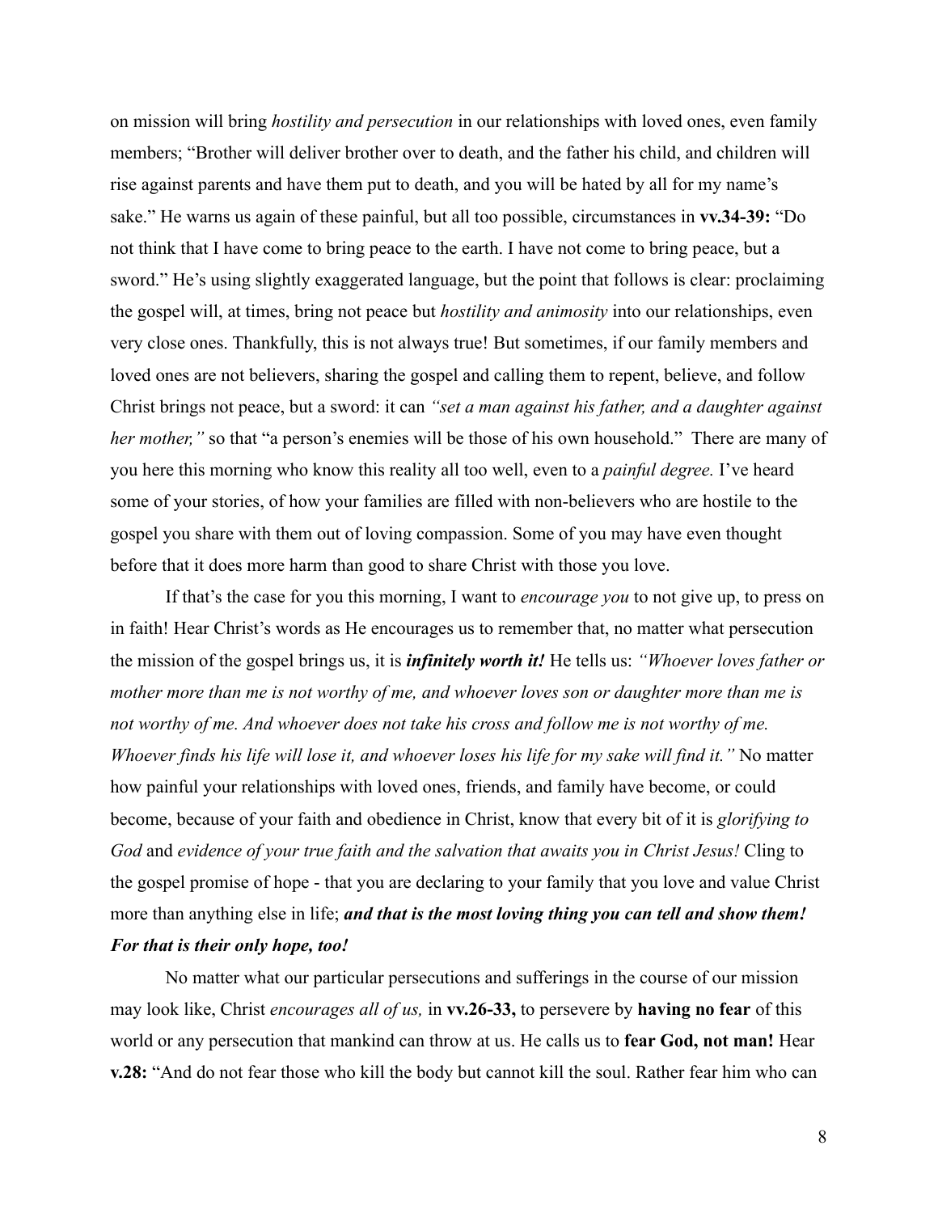on mission will bring *hostility and persecution* in our relationships with loved ones, even family members; "Brother will deliver brother over to death, and the father his child, and children will rise against parents and have them put to death, and you will be hated by all for my name's sake." He warns us again of these painful, but all too possible, circumstances in **vv.34-39:** "Do not think that I have come to bring peace to the earth. I have not come to bring peace, but a sword." He's using slightly exaggerated language, but the point that follows is clear: proclaiming the gospel will, at times, bring not peace but *hostility and animosity* into our relationships, even very close ones. Thankfully, this is not always true! But sometimes, if our family members and loved ones are not believers, sharing the gospel and calling them to repent, believe, and follow Christ brings not peace, but a sword: it can *"set a man against his father, and a daughter against her mother,"* so that "a person's enemies will be those of his own household." There are many of you here this morning who know this reality all too well, even to a *painful degree.* I've heard some of your stories, of how your families are filled with non-believers who are hostile to the gospel you share with them out of loving compassion. Some of you may have even thought before that it does more harm than good to share Christ with those you love.

If that's the case for you this morning, I want to *encourage you* to not give up, to press on in faith! Hear Christ's words as He encourages us to remember that, no matter what persecution the mission of the gospel brings us, it is ***infinitely worth it!*** He tells us: *"Whoever loves father or mother more than me is not worthy of me, and whoever loves son or daughter more than me is not worthy of me. And whoever does not take his cross and follow me is not worthy of me. Whoever finds his life will lose it, and whoever loses his life for my sake will find it."* No matter how painful your relationships with loved ones, friends, and family have become, or could become, because of your faith and obedience in Christ, know that every bit of it is *glorifying to God* and *evidence of your true faith and the salvation that awaits you in Christ Jesus!* Cling to the gospel promise of hope - that you are declaring to your family that you love and value Christ more than anything else in life; ***and that is the most loving thing you can tell and show them! For that is their only hope, too!***

No matter what our particular persecutions and sufferings in the course of our mission may look like, Christ *encourages all of us,* in **vv.26-33,** to persevere by **having no fear** of this world or any persecution that mankind can throw at us. He calls us to **fear God, not man!** Hear **v.28:** "And do not fear those who kill the body but cannot kill the soul. Rather fear him who can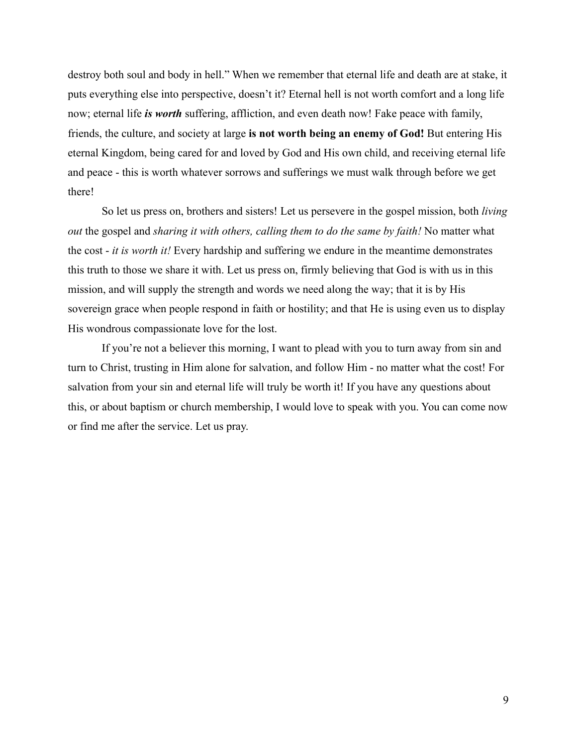destroy both soul and body in hell." When we remember that eternal life and death are at stake, it puts everything else into perspective, doesn't it? Eternal hell is not worth comfort and a long life now; eternal life ***is worth*** suffering, affliction, and even death now! Fake peace with family, friends, the culture, and society at large **is not worth being an enemy of God!** But entering His eternal Kingdom, being cared for and loved by God and His own child, and receiving eternal life and peace - this is worth whatever sorrows and sufferings we must walk through before we get there!

So let us press on, brothers and sisters! Let us persevere in the gospel mission, both *living out* the gospel and *sharing it with others, calling them to do the same by faith!* No matter what the cost - *it is worth it!* Every hardship and suffering we endure in the meantime demonstrates this truth to those we share it with. Let us press on, firmly believing that God is with us in this mission, and will supply the strength and words we need along the way; that it is by His sovereign grace when people respond in faith or hostility; and that He is using even us to display His wondrous compassionate love for the lost.

If you're not a believer this morning, I want to plead with you to turn away from sin and turn to Christ, trusting in Him alone for salvation, and follow Him - no matter what the cost! For salvation from your sin and eternal life will truly be worth it! If you have any questions about this, or about baptism or church membership, I would love to speak with you. You can come now or find me after the service. Let us pray.